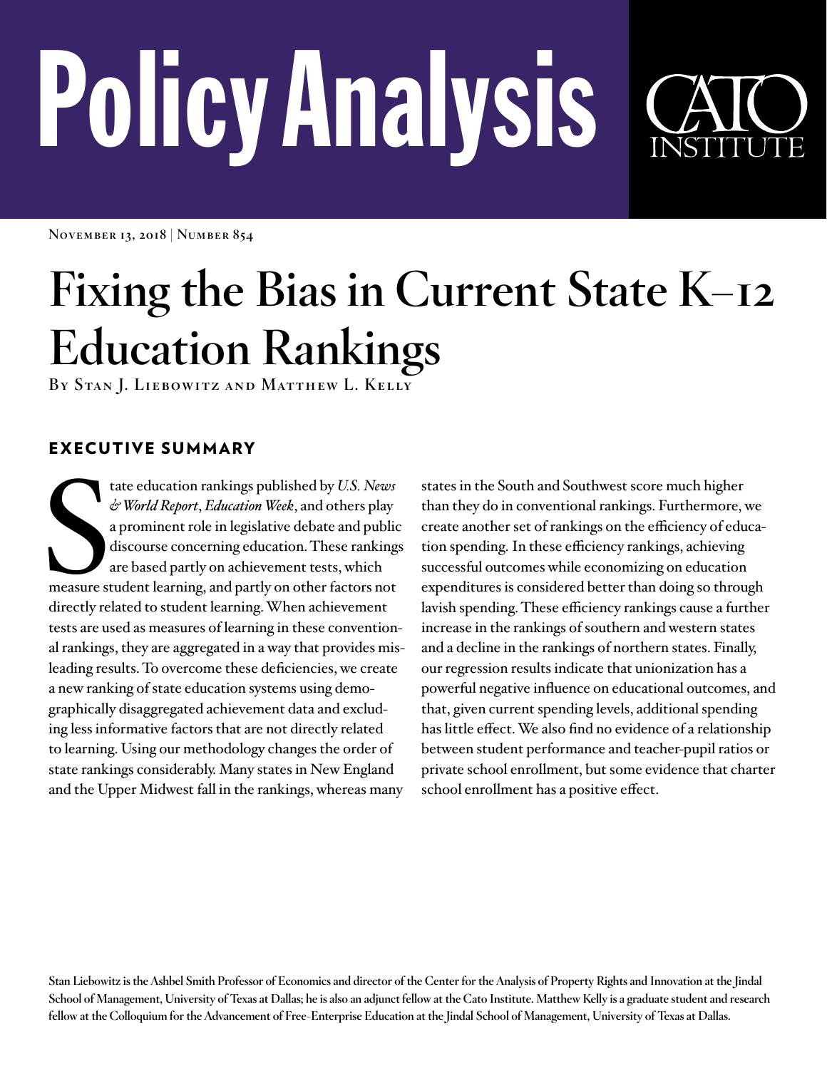# Policy Analysis

**CATO INSTITUTE**

November 13, 2018 | Number 854

# Fixing the Bias in Current State K–12 Education Rankings

By Stan J. Liebowitz and Matthew L. Kelly

## EXECUTIVE SUMMARY

State education rankings published by *U.S. News & World Report*, *Education Week*, and others play a prominent role in legislative debate and public discourse concerning education. These rankings are based partly on achievement tests, which measure student learning, and partly on other factors not directly related to student learning. When achievement tests are used as measures of learning in these conventional rankings, they are aggregated in a way that provides misleading results. To overcome these deficiencies, we create a new ranking of state education systems using demographically disaggregated achievement data and excluding less informative factors that are not directly related to learning. Using our methodology changes the order of state rankings considerably. Many states in New England and the Upper Midwest fall in the rankings, whereas many states in the South and Southwest score much higher than they do in conventional rankings. Furthermore, we create another set of rankings on the efficiency of education spending. In these efficiency rankings, achieving successful outcomes while economizing on education expenditures is considered better than doing so through lavish spending. These efficiency rankings cause a further increase in the rankings of southern and western states and a decline in the rankings of northern states. Finally, our regression results indicate that unionization has a powerful negative influence on educational outcomes, and that, given current spending levels, additional spending has little effect. We also find no evidence of a relationship between student performance and teacher-pupil ratios or private school enrollment, but some evidence that charter school enrollment has a positive effect.

Stan Liebowitz is the Ashbel Smith Professor of Economics and director of the Center for the Analysis of Property Rights and Innovation at the Jindal School of Management, University of Texas at Dallas; he is also an adjunct fellow at the Cato Institute. Matthew Kelly is a graduate student and research fellow at the Colloquium for the Advancement of Free-Enterprise Education at the Jindal School of Management, University of Texas at Dallas.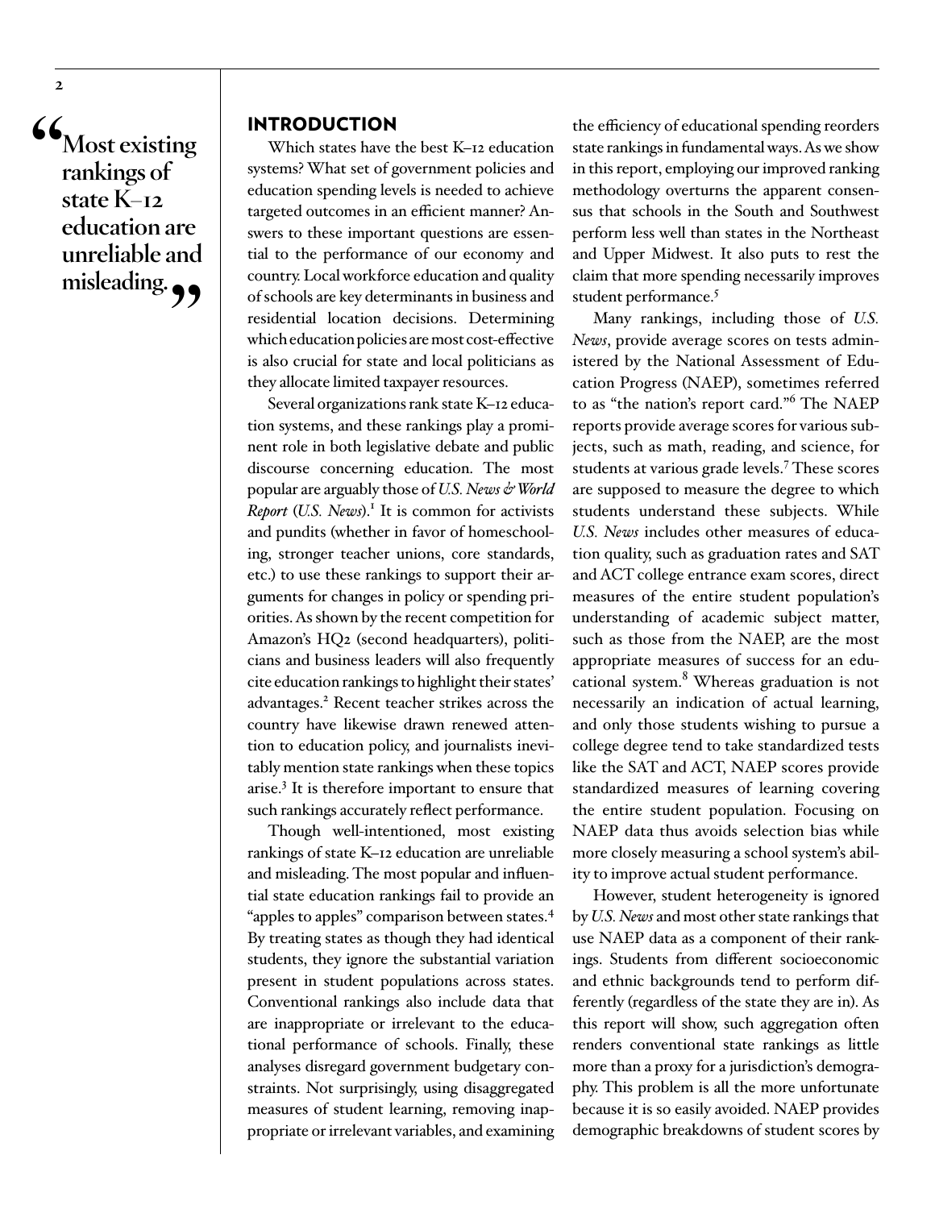> "Most existing rankings of state K–12 education are unreliable and misleading."

## INTRODUCTION

Which states have the best K–12 education systems? What set of government policies and education spending levels is needed to achieve targeted outcomes in an efficient manner? Answers to these important questions are essential to the performance of our economy and country. Local workforce education and quality of schools are key determinants in business and residential location decisions. Determining which education policies are most cost-effective is also crucial for state and local politicians as they allocate limited taxpayer resources.

Several organizations rank state K–12 education systems, and these rankings play a prominent role in both legislative debate and public discourse concerning education. The most popular are arguably those of *U.S. News & World Report* (*U.S. News*).[1] It is common for activists and pundits (whether in favor of homeschooling, stronger teacher unions, core standards, etc.) to use these rankings to support their arguments for changes in policy or spending priorities. As shown by the recent competition for Amazon's HQ2 (second headquarters), politicians and business leaders will also frequently cite education rankings to highlight their states' advantages.[2] Recent teacher strikes across the country have likewise drawn renewed attention to education policy, and journalists inevitably mention state rankings when these topics arise.[3] It is therefore important to ensure that such rankings accurately reflect performance.

Though well-intentioned, most existing rankings of state K–12 education are unreliable and misleading. The most popular and influential state education rankings fail to provide an "apples to apples" comparison between states.[4] By treating states as though they had identical students, they ignore the substantial variation present in student populations across states. Conventional rankings also include data that are inappropriate or irrelevant to the educational performance of schools. Finally, these analyses disregard government budgetary constraints. Not surprisingly, using disaggregated measures of student learning, removing inappropriate or irrelevant variables, and examining the efficiency of educational spending reorders state rankings in fundamental ways. As we show in this report, employing our improved ranking methodology overturns the apparent consensus that schools in the South and Southwest perform less well than states in the Northeast and Upper Midwest. It also puts to rest the claim that more spending necessarily improves student performance.[5]

Many rankings, including those of *U.S. News*, provide average scores on tests administered by the National Assessment of Education Progress (NAEP), sometimes referred to as "the nation's report card."[6] The NAEP reports provide average scores for various subjects, such as math, reading, and science, for students at various grade levels.[7] These scores are supposed to measure the degree to which students understand these subjects. While *U.S. News* includes other measures of education quality, such as graduation rates and SAT and ACT college entrance exam scores, direct measures of the entire student population's understanding of academic subject matter, such as those from the NAEP, are the most appropriate measures of success for an educational system.[8] Whereas graduation is not necessarily an indication of actual learning, and only those students wishing to pursue a college degree tend to take standardized tests like the SAT and ACT, NAEP scores provide standardized measures of learning covering the entire student population. Focusing on NAEP data thus avoids selection bias while more closely measuring a school system's ability to improve actual student performance.

However, student heterogeneity is ignored by *U.S. News* and most other state rankings that use NAEP data as a component of their rankings. Students from different socioeconomic and ethnic backgrounds tend to perform differently (regardless of the state they are in). As this report will show, such aggregation often renders conventional state rankings as little more than a proxy for a jurisdiction's demography. This problem is all the more unfortunate because it is so easily avoided. NAEP provides demographic breakdowns of student scores by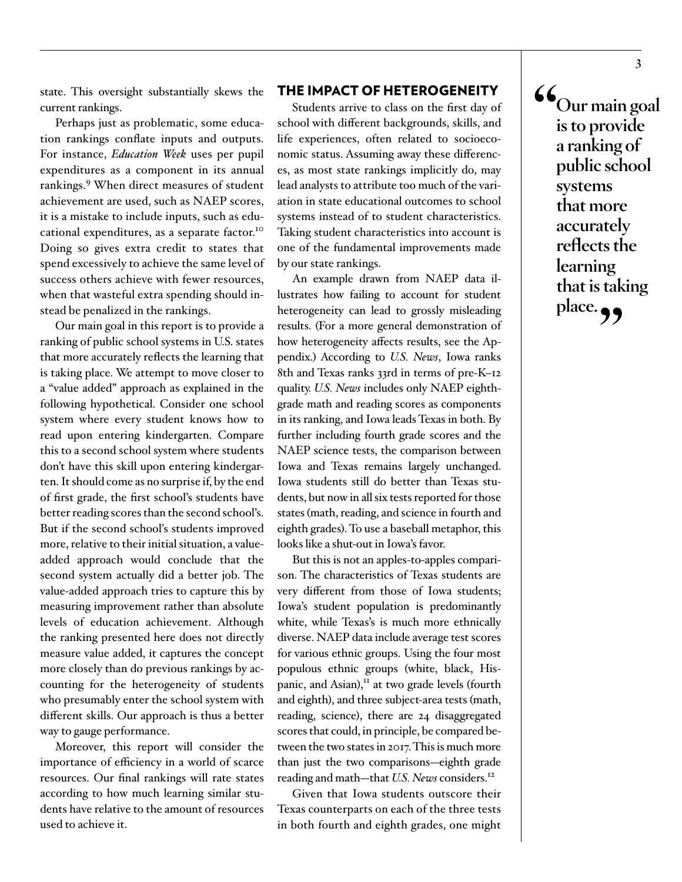state. This oversight substantially skews the current rankings.

Perhaps just as problematic, some education rankings conflate inputs and outputs. For instance, *Education Week* uses per pupil expenditures as a component in its annual rankings.[9] When direct measures of student achievement are used, such as NAEP scores, it is a mistake to include inputs, such as educational expenditures, as a separate factor.[10] Doing so gives extra credit to states that spend excessively to achieve the same level of success others achieve with fewer resources, when that wasteful extra spending should instead be penalized in the rankings.

Our main goal in this report is to provide a ranking of public school systems in U.S. states that more accurately reflects the learning that is taking place. We attempt to move closer to a "value added" approach as explained in the following hypothetical. Consider one school system where every student knows how to read upon entering kindergarten. Compare this to a second school system where students don't have this skill upon entering kindergarten. It should come as no surprise if, by the end of first grade, the first school's students have better reading scores than the second school's. But if the second school's students improved more, relative to their initial situation, a value-added approach would conclude that the second system actually did a better job. The value-added approach tries to capture this by measuring improvement rather than absolute levels of education achievement. Although the ranking presented here does not directly measure value added, it captures the concept more closely than do previous rankings by accounting for the heterogeneity of students who presumably enter the school system with different skills. Our approach is thus a better way to gauge performance.

Moreover, this report will consider the importance of efficiency in a world of scarce resources. Our final rankings will rate states according to how much learning similar students have relative to the amount of resources used to achieve it.

## THE IMPACT OF HETEROGENEITY

Students arrive to class on the first day of school with different backgrounds, skills, and life experiences, often related to socioeconomic status. Assuming away these differences, as most state rankings implicitly do, may lead analysts to attribute too much of the variation in state educational outcomes to school systems instead of to student characteristics. Taking student characteristics into account is one of the fundamental improvements made by our state rankings.

An example drawn from NAEP data illustrates how failing to account for student heterogeneity can lead to grossly misleading results. (For a more general demonstration of how heterogeneity affects results, see the Appendix.) According to *U.S. News*, Iowa ranks 8th and Texas ranks 33rd in terms of pre-K–12 quality. *U.S. News* includes only NAEP eighth-grade math and reading scores as components in its ranking, and Iowa leads Texas in both. By further including fourth grade scores and the NAEP science tests, the comparison between Iowa and Texas remains largely unchanged. Iowa students still do better than Texas students, but now in all six tests reported for those states (math, reading, and science in fourth and eighth grades). To use a baseball metaphor, this looks like a shut-out in Iowa's favor.

But this is not an apples-to-apples comparison. The characteristics of Texas students are very different from those of Iowa students; Iowa's student population is predominantly white, while Texas's is much more ethnically diverse. NAEP data include average test scores for various ethnic groups. Using the four most populous ethnic groups (white, black, Hispanic, and Asian),[11] at two grade levels (fourth and eighth), and three subject-area tests (math, reading, science), there are 24 disaggregated scores that could, in principle, be compared between the two states in 2017. This is much more than just the two comparisons—eighth grade reading and math—that *U.S. News* considers.[12]

Given that Iowa students outscore their Texas counterparts on each of the three tests in both fourth and eighth grades, one might

> **"Our main goal is to provide a ranking of public school systems that more accurately reflects the learning that is taking place."**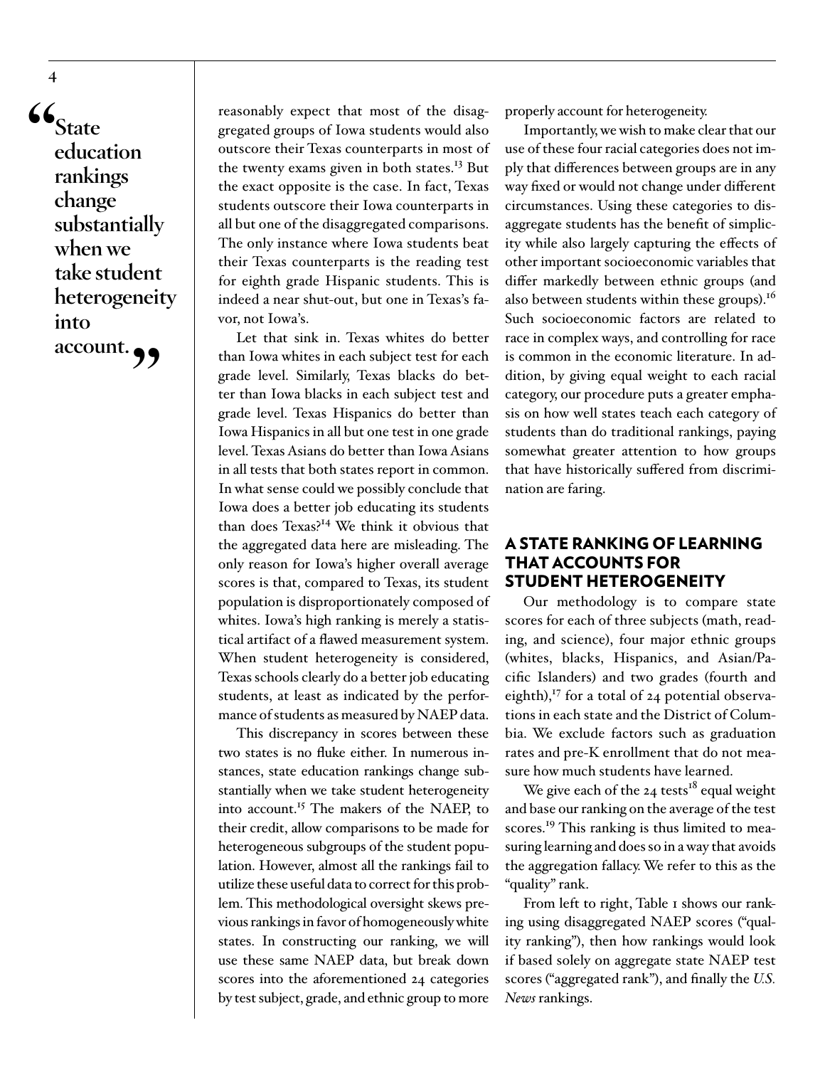> "State education rankings change substantially when we take student heterogeneity into account."

reasonably expect that most of the disaggregated groups of Iowa students would also outscore their Texas counterparts in most of the twenty exams given in both states.[13] But the exact opposite is the case. In fact, Texas students outscore their Iowa counterparts in all but one of the disaggregated comparisons. The only instance where Iowa students beat their Texas counterparts is the reading test for eighth grade Hispanic students. This is indeed a near shut-out, but one in Texas's favor, not Iowa's.

Let that sink in. Texas whites do better than Iowa whites in each subject test for each grade level. Similarly, Texas blacks do better than Iowa blacks in each subject test and grade level. Texas Hispanics do better than Iowa Hispanics in all but one test in one grade level. Texas Asians do better than Iowa Asians in all tests that both states report in common. In what sense could we possibly conclude that Iowa does a better job educating its students than does Texas?[14] We think it obvious that the aggregated data here are misleading. The only reason for Iowa's higher overall average scores is that, compared to Texas, its student population is disproportionately composed of whites. Iowa's high ranking is merely a statistical artifact of a flawed measurement system. When student heterogeneity is considered, Texas schools clearly do a better job educating students, at least as indicated by the performance of students as measured by NAEP data.

This discrepancy in scores between these two states is no fluke either. In numerous instances, state education rankings change substantially when we take student heterogeneity into account.[15] The makers of the NAEP, to their credit, allow comparisons to be made for heterogeneous subgroups of the student population. However, almost all the rankings fail to utilize these useful data to correct for this problem. This methodological oversight skews previous rankings in favor of homogeneously white states. In constructing our ranking, we will use these same NAEP data, but break down scores into the aforementioned 24 categories by test subject, grade, and ethnic group to more properly account for heterogeneity.

Importantly, we wish to make clear that our use of these four racial categories does not imply that differences between groups are in any way fixed or would not change under different circumstances. Using these categories to disaggregate students has the benefit of simplicity while also largely capturing the effects of other important socioeconomic variables that differ markedly between ethnic groups (and also between students within these groups).[16] Such socioeconomic factors are related to race in complex ways, and controlling for race is common in the economic literature. In addition, by giving equal weight to each racial category, our procedure puts a greater emphasis on how well states teach each category of students than do traditional rankings, paying somewhat greater attention to how groups that have historically suffered from discrimination are faring.

## A STATE RANKING OF LEARNING THAT ACCOUNTS FOR STUDENT HETEROGENEITY

Our methodology is to compare state scores for each of three subjects (math, reading, and science), four major ethnic groups (whites, blacks, Hispanics, and Asian/Pacific Islanders) and two grades (fourth and eighth),[17] for a total of 24 potential observations in each state and the District of Columbia. We exclude factors such as graduation rates and pre-K enrollment that do not measure how much students have learned.

We give each of the 24 tests[18] equal weight and base our ranking on the average of the test scores.[19] This ranking is thus limited to measuring learning and does so in a way that avoids the aggregation fallacy. We refer to this as the "quality" rank.

From left to right, Table 1 shows our ranking using disaggregated NAEP scores ("quality ranking"), then how rankings would look if based solely on aggregate state NAEP test scores ("aggregated rank"), and finally the *U.S. News* rankings.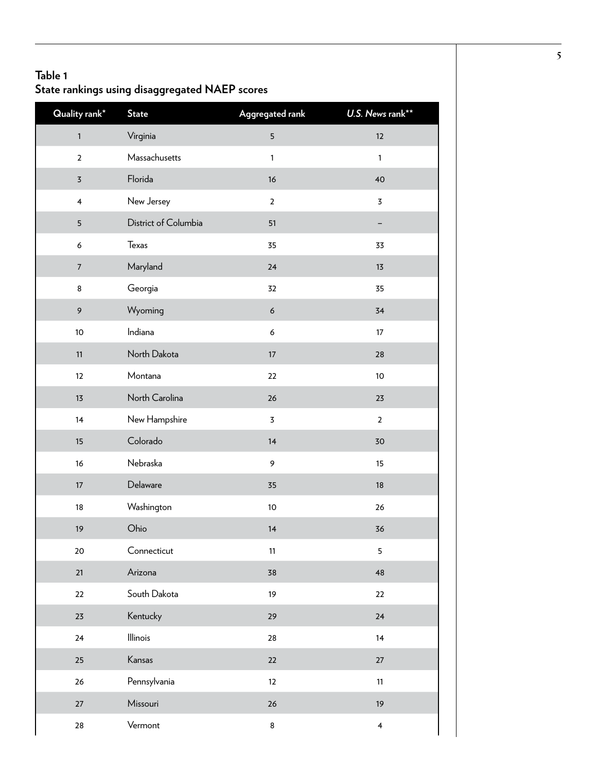**Table 1**
**State rankings using disaggregated NAEP scores**

| Quality rank* | State | Aggregated rank | *U.S. News* rank** |
|---|---|---|---|
| 1 | Virginia | 5 | 12 |
| 2 | Massachusetts | 1 | 1 |
| 3 | Florida | 16 | 40 |
| 4 | New Jersey | 2 | 3 |
| 5 | District of Columbia | 51 | – |
| 6 | Texas | 35 | 33 |
| 7 | Maryland | 24 | 13 |
| 8 | Georgia | 32 | 35 |
| 9 | Wyoming | 6 | 34 |
| 10 | Indiana | 6 | 17 |
| 11 | North Dakota | 17 | 28 |
| 12 | Montana | 22 | 10 |
| 13 | North Carolina | 26 | 23 |
| 14 | New Hampshire | 3 | 2 |
| 15 | Colorado | 14 | 30 |
| 16 | Nebraska | 9 | 15 |
| 17 | Delaware | 35 | 18 |
| 18 | Washington | 10 | 26 |
| 19 | Ohio | 14 | 36 |
| 20 | Connecticut | 11 | 5 |
| 21 | Arizona | 38 | 48 |
| 22 | South Dakota | 19 | 22 |
| 23 | Kentucky | 29 | 24 |
| 24 | Illinois | 28 | 14 |
| 25 | Kansas | 22 | 27 |
| 26 | Pennsylvania | 12 | 11 |
| 27 | Missouri | 26 | 19 |
| 28 | Vermont | 8 | 4 |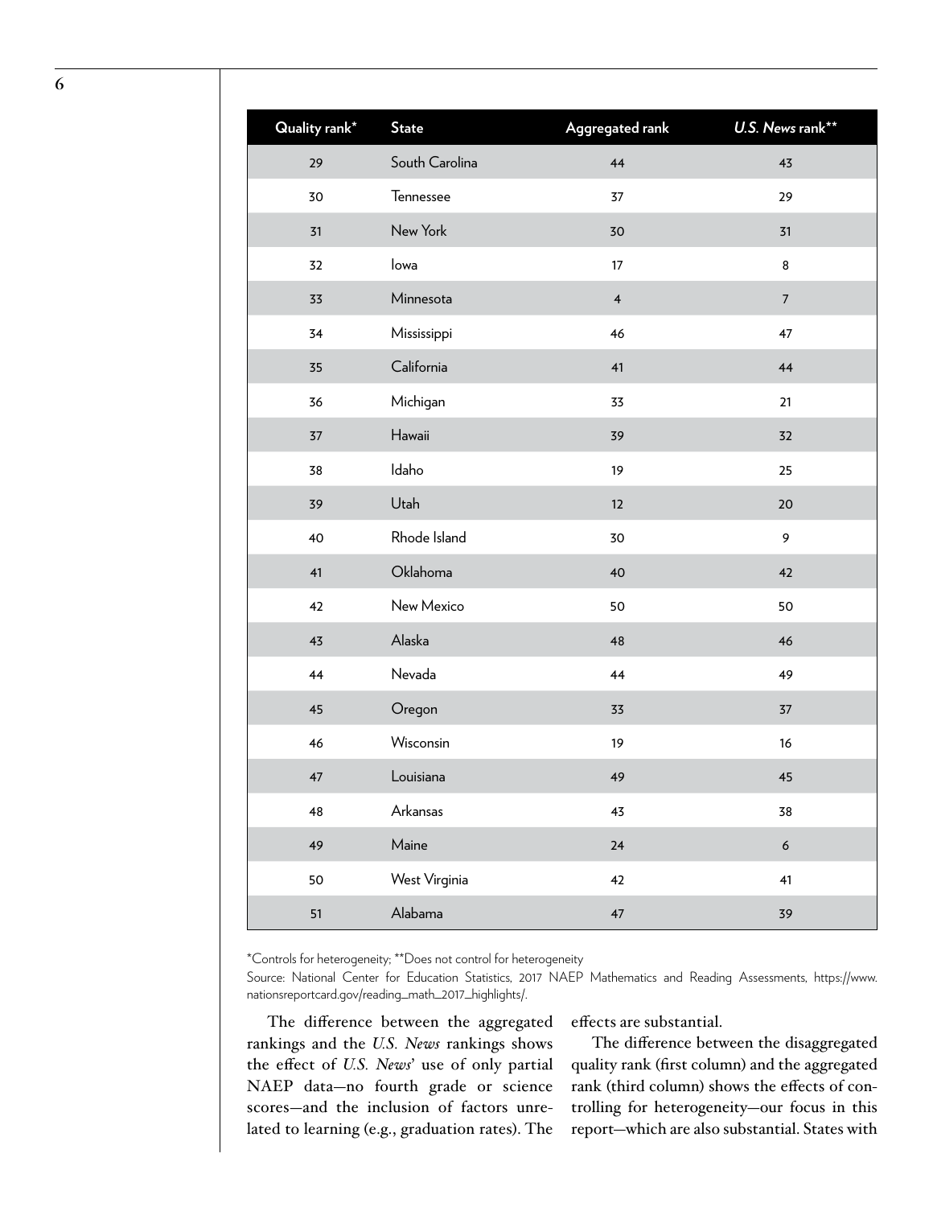| Quality rank* | State | Aggregated rank | *U.S. News* rank** |
|---|---|---|---|
| 29 | South Carolina | 44 | 43 |
| 30 | Tennessee | 37 | 29 |
| 31 | New York | 30 | 31 |
| 32 | Iowa | 17 | 8 |
| 33 | Minnesota | 4 | 7 |
| 34 | Mississippi | 46 | 47 |
| 35 | California | 41 | 44 |
| 36 | Michigan | 33 | 21 |
| 37 | Hawaii | 39 | 32 |
| 38 | Idaho | 19 | 25 |
| 39 | Utah | 12 | 20 |
| 40 | Rhode Island | 30 | 9 |
| 41 | Oklahoma | 40 | 42 |
| 42 | New Mexico | 50 | 50 |
| 43 | Alaska | 48 | 46 |
| 44 | Nevada | 44 | 49 |
| 45 | Oregon | 33 | 37 |
| 46 | Wisconsin | 19 | 16 |
| 47 | Louisiana | 49 | 45 |
| 48 | Arkansas | 43 | 38 |
| 49 | Maine | 24 | 6 |
| 50 | West Virginia | 42 | 41 |
| 51 | Alabama | 47 | 39 |

*Controls for heterogeneity; **Does not control for heterogeneity

Source: National Center for Education Statistics, 2017 NAEP Mathematics and Reading Assessments, https://www.nationsreportcard.gov/reading_math_2017_highlights/.

The difference between the aggregated rankings and the *U.S. News* rankings shows the effect of *U.S. News*' use of only partial NAEP data—no fourth grade or science scores—and the inclusion of factors unrelated to learning (e.g., graduation rates). The effects are substantial.

The difference between the disaggregated quality rank (first column) and the aggregated rank (third column) shows the effects of controlling for heterogeneity—our focus in this report—which are also substantial. States with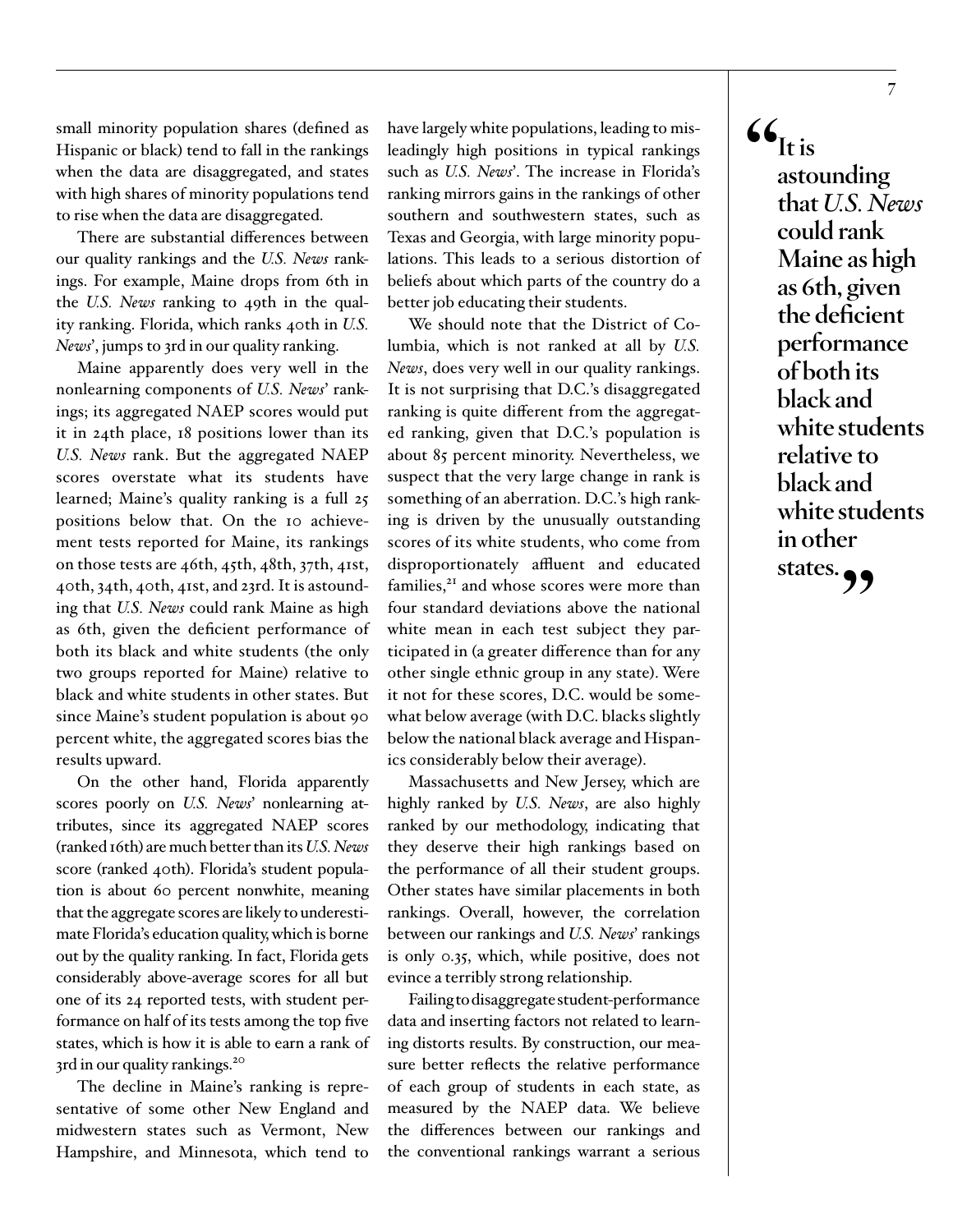small minority population shares (defined as Hispanic or black) tend to fall in the rankings when the data are disaggregated, and states with high shares of minority populations tend to rise when the data are disaggregated.

There are substantial differences between our quality rankings and the *U.S. News* rankings. For example, Maine drops from 6th in the *U.S. News* ranking to 49th in the quality ranking. Florida, which ranks 40th in *U.S. News*', jumps to 3rd in our quality ranking.

Maine apparently does very well in the nonlearning components of *U.S. News*' rankings; its aggregated NAEP scores would put it in 24th place, 18 positions lower than its *U.S. News* rank. But the aggregated NAEP scores overstate what its students have learned; Maine's quality ranking is a full 25 positions below that. On the 10 achievement tests reported for Maine, its rankings on those tests are 46th, 45th, 48th, 37th, 41st, 40th, 34th, 40th, 41st, and 23rd. It is astounding that *U.S. News* could rank Maine as high as 6th, given the deficient performance of both its black and white students (the only two groups reported for Maine) relative to black and white students in other states. But since Maine's student population is about 90 percent white, the aggregated scores bias the results upward.

On the other hand, Florida apparently scores poorly on *U.S. News*' nonlearning attributes, since its aggregated NAEP scores (ranked 16th) are much better than its *U.S. News* score (ranked 40th). Florida's student population is about 60 percent nonwhite, meaning that the aggregate scores are likely to underestimate Florida's education quality, which is borne out by the quality ranking. In fact, Florida gets considerably above-average scores for all but one of its 24 reported tests, with student performance on half of its tests among the top five states, which is how it is able to earn a rank of 3rd in our quality rankings.[20]

The decline in Maine's ranking is representative of some other New England and midwestern states such as Vermont, New Hampshire, and Minnesota, which tend to have largely white populations, leading to misleadingly high positions in typical rankings such as *U.S. News*'. The increase in Florida's ranking mirrors gains in the rankings of other southern and southwestern states, such as Texas and Georgia, with large minority populations. This leads to a serious distortion of beliefs about which parts of the country do a better job educating their students.

We should note that the District of Columbia, which is not ranked at all by *U.S. News*, does very well in our quality rankings. It is not surprising that D.C.'s disaggregated ranking is quite different from the aggregated ranking, given that D.C.'s population is about 85 percent minority. Nevertheless, we suspect that the very large change in rank is something of an aberration. D.C.'s high ranking is driven by the unusually outstanding scores of its white students, who come from disproportionately affluent and educated families,[21] and whose scores were more than four standard deviations above the national white mean in each test subject they participated in (a greater difference than for any other single ethnic group in any state). Were it not for these scores, D.C. would be somewhat below average (with D.C. blacks slightly below the national black average and Hispanics considerably below their average).

Massachusetts and New Jersey, which are highly ranked by *U.S. News*, are also highly ranked by our methodology, indicating that they deserve their high rankings based on the performance of all their student groups. Other states have similar placements in both rankings. Overall, however, the correlation between our rankings and *U.S. News*' rankings is only 0.35, which, while positive, does not evince a terribly strong relationship.

Failing to disaggregate student-performance data and inserting factors not related to learning distorts results. By construction, our measure better reflects the relative performance of each group of students in each state, as measured by the NAEP data. We believe the differences between our rankings and the conventional rankings warrant a serious

> **"It is astounding that *U.S. News* could rank Maine as high as 6th, given the deficient performance of both its black and white students relative to black and white students in other states."**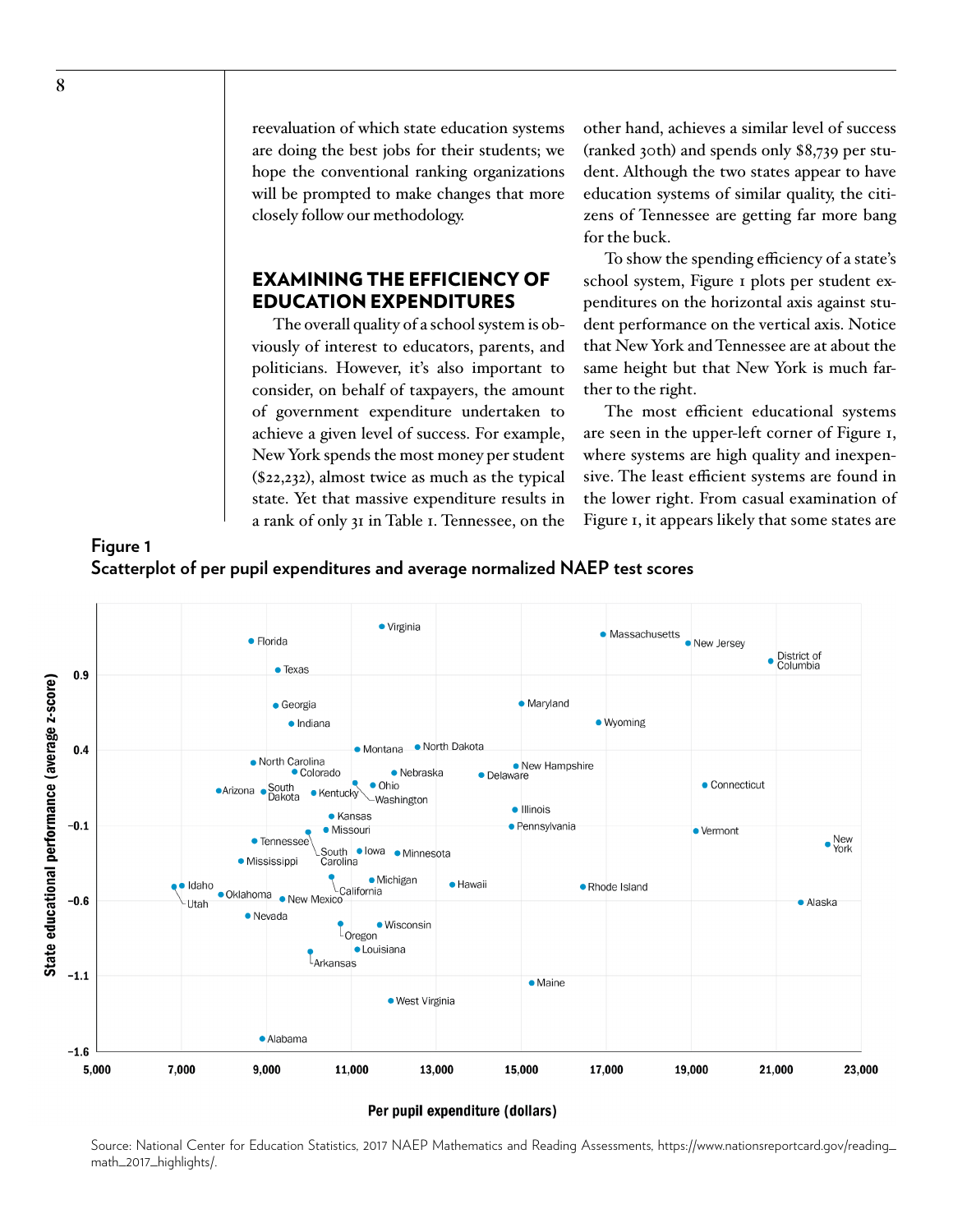reevaluation of which state education systems are doing the best jobs for their students; we hope the conventional ranking organizations will be prompted to make changes that more closely follow our methodology.

## EXAMINING THE EFFICIENCY OF EDUCATION EXPENDITURES

The overall quality of a school system is obviously of interest to educators, parents, and politicians. However, it's also important to consider, on behalf of taxpayers, the amount of government expenditure undertaken to achieve a given level of success. For example, New York spends the most money per student ($22,232), almost twice as much as the typical state. Yet that massive expenditure results in a rank of only 31 in Table 1. Tennessee, on the other hand, achieves a similar level of success (ranked 30th) and spends only $8,739 per student. Although the two states appear to have education systems of similar quality, the citizens of Tennessee are getting far more bang for the buck.

To show the spending efficiency of a state's school system, Figure 1 plots per student expenditures on the horizontal axis against student performance on the vertical axis. Notice that New York and Tennessee are at about the same height but that New York is much farther to the right.

The most efficient educational systems are seen in the upper-left corner of Figure 1, where systems are high quality and inexpensive. The least efficient systems are found in the lower right. From casual examination of Figure 1, it appears likely that some states are

**Figure 1**
**Scatterplot of per pupil expenditures and average normalized NAEP test scores**

Source: National Center for Education Statistics, 2017 NAEP Mathematics and Reading Assessments, https://www.nationsreportcard.gov/reading_math_2017_highlights/.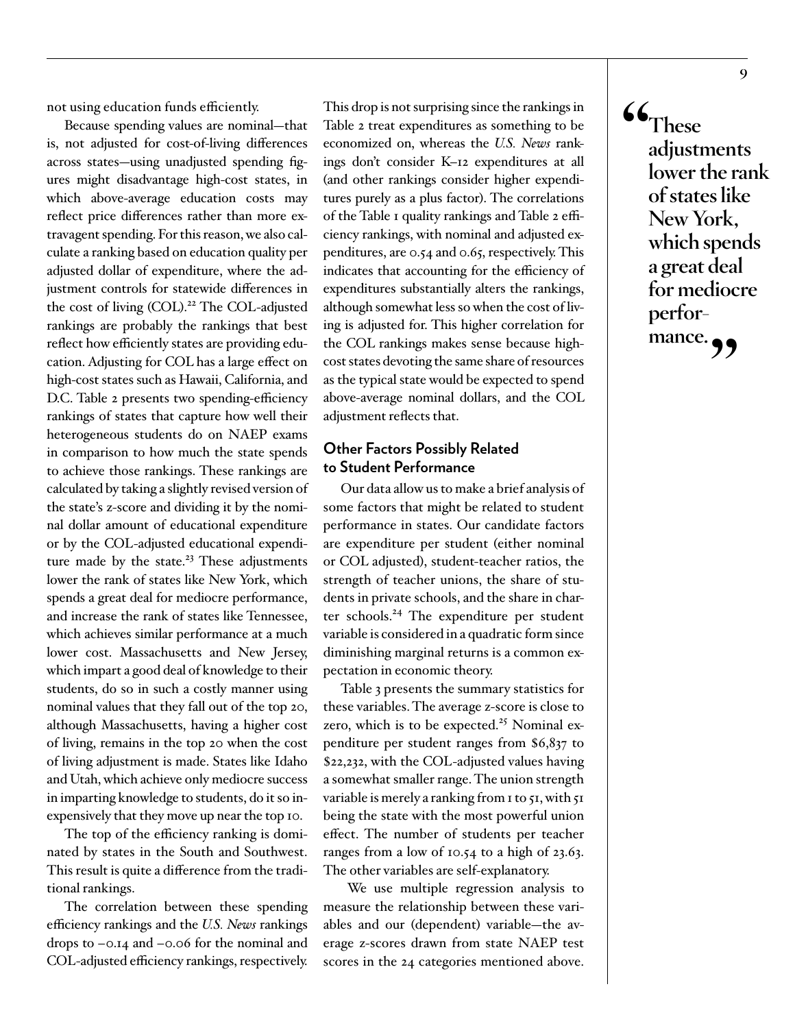not using education funds efficiently.

Because spending values are nominal—that is, not adjusted for cost-of-living differences across states—using unadjusted spending figures might disadvantage high-cost states, in which above-average education costs may reflect price differences rather than more extravagent spending. For this reason, we also calculate a ranking based on education quality per adjusted dollar of expenditure, where the adjustment controls for statewide differences in the cost of living (COL).[22] The COL-adjusted rankings are probably the rankings that best reflect how efficiently states are providing education. Adjusting for COL has a large effect on high-cost states such as Hawaii, California, and D.C. Table 2 presents two spending-efficiency rankings of states that capture how well their heterogeneous students do on NAEP exams in comparison to how much the state spends to achieve those rankings. These rankings are calculated by taking a slightly revised version of the state's z-score and dividing it by the nominal dollar amount of educational expenditure or by the COL-adjusted educational expenditure made by the state.[23] These adjustments lower the rank of states like New York, which spends a great deal for mediocre performance, and increase the rank of states like Tennessee, which achieves similar performance at a much lower cost. Massachusetts and New Jersey, which impart a good deal of knowledge to their students, do so in such a costly manner using nominal values that they fall out of the top 20, although Massachusetts, having a higher cost of living, remains in the top 20 when the cost of living adjustment is made. States like Idaho and Utah, which achieve only mediocre success in imparting knowledge to students, do it so inexpensively that they move up near the top 10.

The top of the efficiency ranking is dominated by states in the South and Southwest. This result is quite a difference from the traditional rankings.

The correlation between these spending efficiency rankings and the *U.S. News* rankings drops to −0.14 and −0.06 for the nominal and COL-adjusted efficiency rankings, respectively. This drop is not surprising since the rankings in Table 2 treat expenditures as something to be economized on, whereas the *U.S. News* rankings don't consider K–12 expenditures at all (and other rankings consider higher expenditures purely as a plus factor). The correlations of the Table 1 quality rankings and Table 2 efficiency rankings, with nominal and adjusted expenditures, are 0.54 and 0.65, respectively. This indicates that accounting for the efficiency of expenditures substantially alters the rankings, although somewhat less so when the cost of living is adjusted for. This higher correlation for the COL rankings makes sense because high-cost states devoting the same share of resources as the typical state would be expected to spend above-average nominal dollars, and the COL adjustment reflects that.

### Other Factors Possibly Related to Student Performance

Our data allow us to make a brief analysis of some factors that might be related to student performance in states. Our candidate factors are expenditure per student (either nominal or COL adjusted), student-teacher ratios, the strength of teacher unions, the share of students in private schools, and the share in charter schools.[24] The expenditure per student variable is considered in a quadratic form since diminishing marginal returns is a common expectation in economic theory.

Table 3 presents the summary statistics for these variables. The average z-score is close to zero, which is to be expected.[25] Nominal expenditure per student ranges from $6,837 to $22,232, with the COL-adjusted values having a somewhat smaller range. The union strength variable is merely a ranking from 1 to 51, with 51 being the state with the most powerful union effect. The number of students per teacher ranges from a low of 10.54 to a high of 23.63. The other variables are self-explanatory.

We use multiple regression analysis to measure the relationship between these variables and our (dependent) variable—the average z-scores drawn from state NAEP test scores in the 24 categories mentioned above.

> **"These adjustments lower the rank of states like New York, which spends a great deal for mediocre performance."**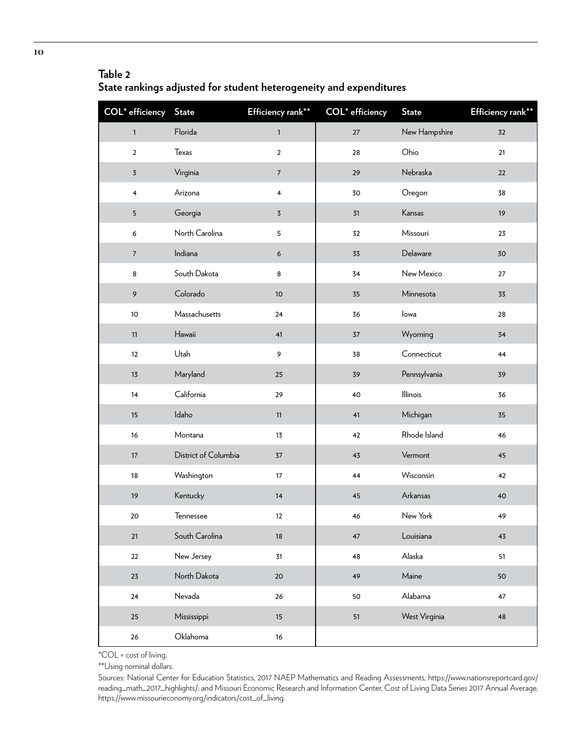**Table 2**
**State rankings adjusted for student heterogeneity and expenditures**

| COL* efficiency | State | Efficiency rank** | COL* efficiency | State | Efficiency rank** |
|---|---|---|---|---|---|
| 1 | Florida | 1 | 27 | New Hampshire | 32 |
| 2 | Texas | 2 | 28 | Ohio | 21 |
| 3 | Virginia | 7 | 29 | Nebraska | 22 |
| 4 | Arizona | 4 | 30 | Oregon | 38 |
| 5 | Georgia | 3 | 31 | Kansas | 19 |
| 6 | North Carolina | 5 | 32 | Missouri | 23 |
| 7 | Indiana | 6 | 33 | Delaware | 30 |
| 8 | South Dakota | 8 | 34 | New Mexico | 27 |
| 9 | Colorado | 10 | 35 | Minnesota | 33 |
| 10 | Massachusetts | 24 | 36 | Iowa | 28 |
| 11 | Hawaii | 41 | 37 | Wyoming | 34 |
| 12 | Utah | 9 | 38 | Connecticut | 44 |
| 13 | Maryland | 25 | 39 | Pennsylvania | 39 |
| 14 | California | 29 | 40 | Illinois | 36 |
| 15 | Idaho | 11 | 41 | Michigan | 35 |
| 16 | Montana | 13 | 42 | Rhode Island | 46 |
| 17 | District of Columbia | 37 | 43 | Vermont | 45 |
| 18 | Washington | 17 | 44 | Wisconsin | 42 |
| 19 | Kentucky | 14 | 45 | Arkansas | 40 |
| 20 | Tennessee | 12 | 46 | New York | 49 |
| 21 | South Carolina | 18 | 47 | Louisiana | 43 |
| 22 | New Jersey | 31 | 48 | Alaska | 51 |
| 23 | North Dakota | 20 | 49 | Maine | 50 |
| 24 | Nevada | 26 | 50 | Alabama | 47 |
| 25 | Mississippi | 15 | 51 | West Virginia | 48 |
| 26 | Oklahoma | 16 | | | |

*COL = cost of living.

**Using nominal dollars.

Sources: National Center for Education Statistics, 2017 NAEP Mathematics and Reading Assessments, https://www.nationsreportcard.gov/reading_math_2017_highlights/; and Missouri Economic Research and Information Center, Cost of Living Data Series 2017 Annual Average, https://www.missourieconomy.org/indicators/cost_of_living.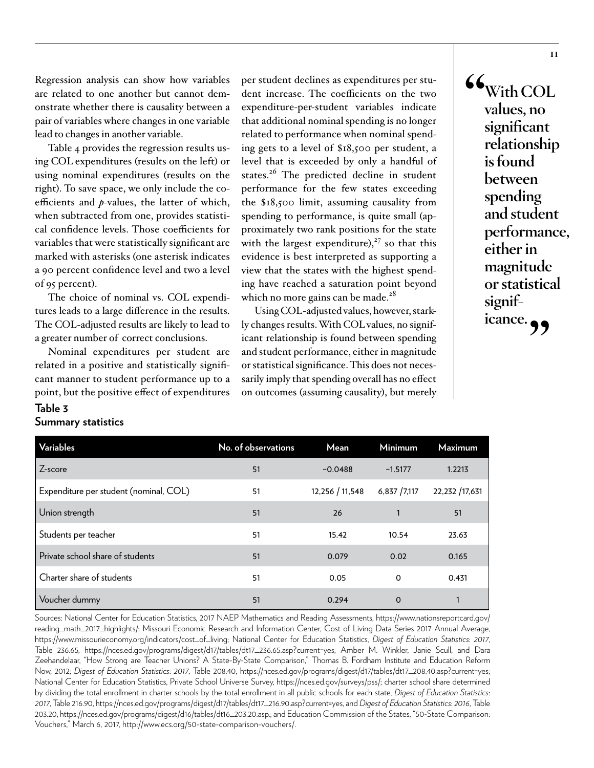Regression analysis can show how variables are related to one another but cannot demonstrate whether there is causality between a pair of variables where changes in one variable lead to changes in another variable.

Table 4 provides the regression results using COL expenditures (results on the left) or using nominal expenditures (results on the right). To save space, we only include the coefficients and *p*-values, the latter of which, when subtracted from one, provides statistical confidence levels. Those coefficients for variables that were statistically significant are marked with asterisks (one asterisk indicates a 90 percent confidence level and two a level of 95 percent).

The choice of nominal vs. COL expenditures leads to a large difference in the results. The COL-adjusted results are likely to lead to a greater number of correct conclusions.

Nominal expenditures per student are related in a positive and statistically significant manner to student performance up to a point, but the positive effect of expenditures per student declines as expenditures per student increase. The coefficients on the two expenditure-per-student variables indicate that additional nominal spending is no longer related to performance when nominal spending gets to a level of $18,500 per student, a level that is exceeded by only a handful of states.[26] The predicted decline in student performance for the few states exceeding the $18,500 limit, assuming causality from spending to performance, is quite small (approximately two rank positions for the state with the largest expenditure),[27] so that this evidence is best interpreted as supporting a view that the states with the highest spending have reached a saturation point beyond which no more gains can be made.[28]

Using COL-adjusted values, however, starkly changes results. With COL values, no significant relationship is found between spending and student performance, either in magnitude or statistical significance. This does not necessarily imply that spending overall has no effect on outcomes (assuming causality), but merely

> **"With COL values, no significant relationship is found between spending and student performance, either in magnitude or statistical significance."**

**Table 3**
**Summary statistics**

| Variables | No. of observations | Mean | Minimum | Maximum |
|---|---|---|---|---|
| Z-score | 51 | −0.0488 | −1.5177 | 1.2213 |
| Expenditure per student (nominal, COL) | 51 | 12,256 / 11,548 | 6,837 /7,117 | 22,232 /17,631 |
| Union strength | 51 | 26 | 1 | 51 |
| Students per teacher | 51 | 15.42 | 10.54 | 23.63 |
| Private school share of students | 51 | 0.079 | 0.02 | 0.165 |
| Charter share of students | 51 | 0.05 | 0 | 0.431 |
| Voucher dummy | 51 | 0.294 | 0 | 1 |

Sources: National Center for Education Statistics, 2017 NAEP Mathematics and Reading Assessments, https://www.nationsreportcard.gov/reading_math_2017_highlights/; Missouri Economic Research and Information Center, Cost of Living Data Series 2017 Annual Average, https://www.missourieconomy.org/indicators/cost_of_living; National Center for Education Statistics, *Digest of Education Statistics: 2017*, Table 236.65, https://nces.ed.gov/programs/digest/d17/tables/dt17_236.65.asp?current=yes; Amber M. Winkler, Janie Scull, and Dara Zeehandelaar, "How Strong are Teacher Unions? A State-By-State Comparison," Thomas B. Fordham Institute and Education Reform Now, 2012; *Digest of Education Statistics: 2017*, Table 208.40, https://nces.ed.gov/programs/digest/d17/tables/dt17_208.40.asp?current=yes; National Center for Education Statistics, Private School Universe Survey, https://nces.ed.gov/surveys/pss/; charter school share determined by dividing the total enrollment in charter schools by the total enrollment in all public schools for each state, *Digest of Education Statistics: 2017*, Table 216.90, https://nces.ed.gov/programs/digest/d17/tables/dt17_216.90.asp?current=yes, and *Digest of Education Statistics: 2016*, Table 203.20, https://nces.ed.gov/programs/digest/d16/tables/dt16_203.20.asp.; and Education Commission of the States, "50-State Comparison: Vouchers," March 6, 2017, http://www.ecs.org/50-state-comparison-vouchers/.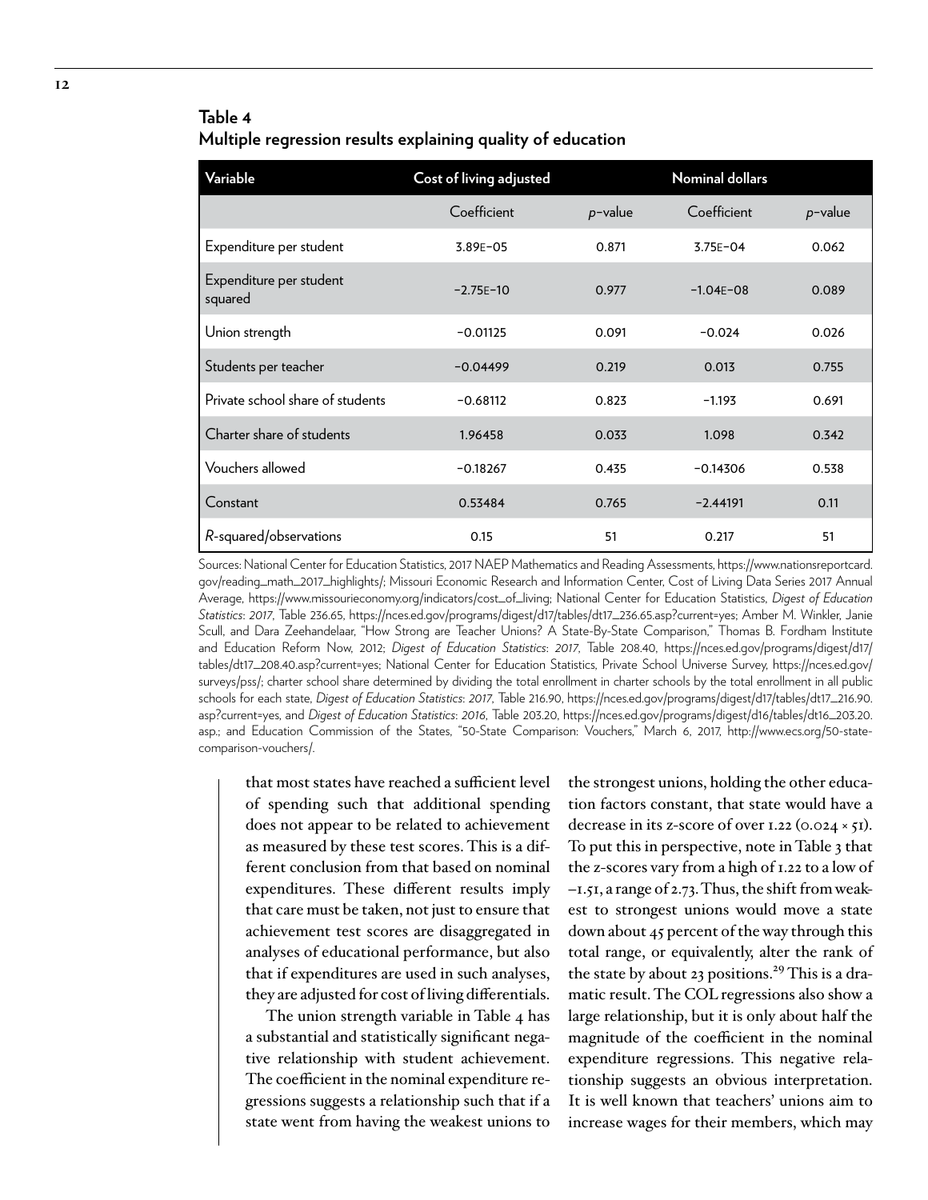**Table 4**
**Multiple regression results explaining quality of education**

| Variable | Cost of living adjusted | | Nominal dollars | |
|---|---|---|---|---|
| | Coefficient | $p$-value | Coefficient | $p$-value |
| Expenditure per student | 3.89E−05 | 0.871 | 3.75E−04 | 0.062 |
| Expenditure per student squared | −2.75E−10 | 0.977 | −1.04E−08 | 0.089 |
| Union strength | −0.01125 | 0.091 | −0.024 | 0.026 |
| Students per teacher | −0.04499 | 0.219 | 0.013 | 0.755 |
| Private school share of students | −0.68112 | 0.823 | −1.193 | 0.691 |
| Charter share of students | 1.96458 | 0.033 | 1.098 | 0.342 |
| Vouchers allowed | −0.18267 | 0.435 | −0.14306 | 0.538 |
| Constant | 0.53484 | 0.765 | −2.44191 | 0.11 |
| $R$-squared/observations | 0.15 | 51 | 0.217 | 51 |

Sources: National Center for Education Statistics, 2017 NAEP Mathematics and Reading Assessments, https://www.nationsreportcard.gov/reading_math_2017_highlights/; Missouri Economic Research and Information Center, Cost of Living Data Series 2017 Annual Average, https://www.missourieconomy.org/indicators/cost_of_living; National Center for Education Statistics, *Digest of Education Statistics: 2017*, Table 236.65, https://nces.ed.gov/programs/digest/d17/tables/dt17_236.65.asp?current=yes; Amber M. Winkler, Janie Scull, and Dara Zeehandelaar, "How Strong are Teacher Unions? A State-By-State Comparison," Thomas B. Fordham Institute and Education Reform Now, 2012; *Digest of Education Statistics: 2017*, Table 208.40, https://nces.ed.gov/programs/digest/d17/tables/dt17_208.40.asp?current=yes; National Center for Education Statistics, Private School Universe Survey, https://nces.ed.gov/surveys/pss/; charter school share determined by dividing the total enrollment in charter schools by the total enrollment in all public schools for each state, *Digest of Education Statistics: 2017*, Table 216.90, https://nces.ed.gov/programs/digest/d17/tables/dt17_216.90.asp?current=yes, and *Digest of Education Statistics: 2016*, Table 203.20, https://nces.ed.gov/programs/digest/d16/tables/dt16_203.20.asp.; and Education Commission of the States, "50-State Comparison: Vouchers," March 6, 2017, http://www.ecs.org/50-state-comparison-vouchers/.

that most states have reached a sufficient level of spending such that additional spending does not appear to be related to achievement as measured by these test scores. This is a different conclusion from that based on nominal expenditures. These different results imply that care must be taken, not just to ensure that achievement test scores are disaggregated in analyses of educational performance, but also that if expenditures are used in such analyses, they are adjusted for cost of living differentials.

The union strength variable in Table 4 has a substantial and statistically significant negative relationship with student achievement. The coefficient in the nominal expenditure regressions suggests a relationship such that if a state went from having the weakest unions to the strongest unions, holding the other education factors constant, that state would have a decrease in its z-score of over 1.22 (0.024 × 51). To put this in perspective, note in Table 3 that the z-scores vary from a high of 1.22 to a low of −1.51, a range of 2.73. Thus, the shift from weakest to strongest unions would move a state down about 45 percent of the way through this total range, or equivalently, alter the rank of the state by about 23 positions.[29] This is a dramatic result. The COL regressions also show a large relationship, but it is only about half the magnitude of the coefficient in the nominal expenditure regressions. This negative relationship suggests an obvious interpretation. It is well known that teachers' unions aim to increase wages for their members, which may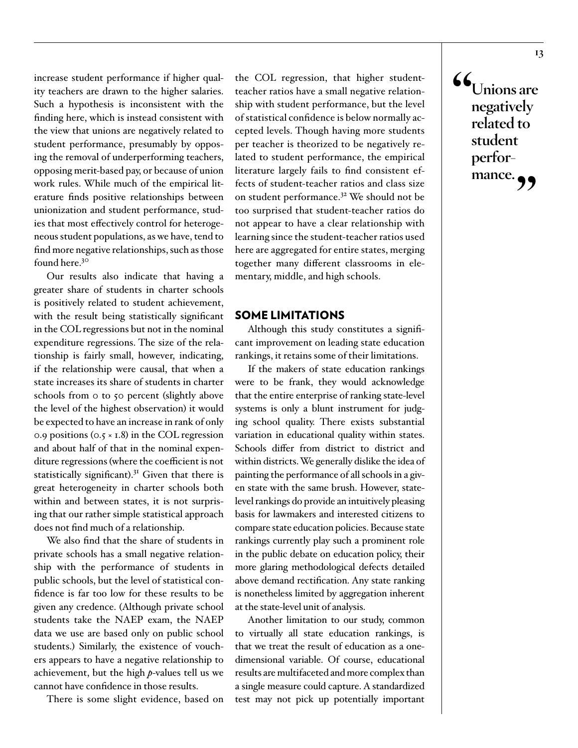increase student performance if higher quality teachers are drawn to the higher salaries. Such a hypothesis is inconsistent with the finding here, which is instead consistent with the view that unions are negatively related to student performance, presumably by opposing the removal of underperforming teachers, opposing merit-based pay, or because of union work rules. While much of the empirical literature finds positive relationships between unionization and student performance, studies that most effectively control for heterogeneous student populations, as we have, tend to find more negative relationships, such as those found here.[30]

Our results also indicate that having a greater share of students in charter schools is positively related to student achievement, with the result being statistically significant in the COL regressions but not in the nominal expenditure regressions. The size of the relationship is fairly small, however, indicating, if the relationship were causal, that when a state increases its share of students in charter schools from 0 to 50 percent (slightly above the level of the highest observation) it would be expected to have an increase in rank of only 0.9 positions ($0.5 \times 1.8$) in the COL regression and about half of that in the nominal expenditure regressions (where the coefficient is not statistically significant).[31] Given that there is great heterogeneity in charter schools both within and between states, it is not surprising that our rather simple statistical approach does not find much of a relationship.

We also find that the share of students in private schools has a small negative relationship with the performance of students in public schools, but the level of statistical confidence is far too low for these results to be given any credence. (Although private school students take the NAEP exam, the NAEP data we use are based only on public school students.) Similarly, the existence of vouchers appears to have a negative relationship to achievement, but the high *p*-values tell us we cannot have confidence in those results.

There is some slight evidence, based on the COL regression, that higher student-teacher ratios have a small negative relationship with student performance, but the level of statistical confidence is below normally accepted levels. Though having more students per teacher is theorized to be negatively related to student performance, the empirical literature largely fails to find consistent effects of student-teacher ratios and class size on student performance.[32] We should not be too surprised that student-teacher ratios do not appear to have a clear relationship with learning since the student-teacher ratios used here are aggregated for entire states, merging together many different classrooms in elementary, middle, and high schools.

> **"Unions are negatively related to student performance."**

## SOME LIMITATIONS

Although this study constitutes a significant improvement on leading state education rankings, it retains some of their limitations.

If the makers of state education rankings were to be frank, they would acknowledge that the entire enterprise of ranking state-level systems is only a blunt instrument for judging school quality. There exists substantial variation in educational quality within states. Schools differ from district to district and within districts. We generally dislike the idea of painting the performance of all schools in a given state with the same brush. However, state-level rankings do provide an intuitively pleasing basis for lawmakers and interested citizens to compare state education policies. Because state rankings currently play such a prominent role in the public debate on education policy, their more glaring methodological defects detailed above demand rectification. Any state ranking is nonetheless limited by aggregation inherent at the state-level unit of analysis.

Another limitation to our study, common to virtually all state education rankings, is that we treat the result of education as a one-dimensional variable. Of course, educational results are multifaceted and more complex than a single measure could capture. A standardized test may not pick up potentially important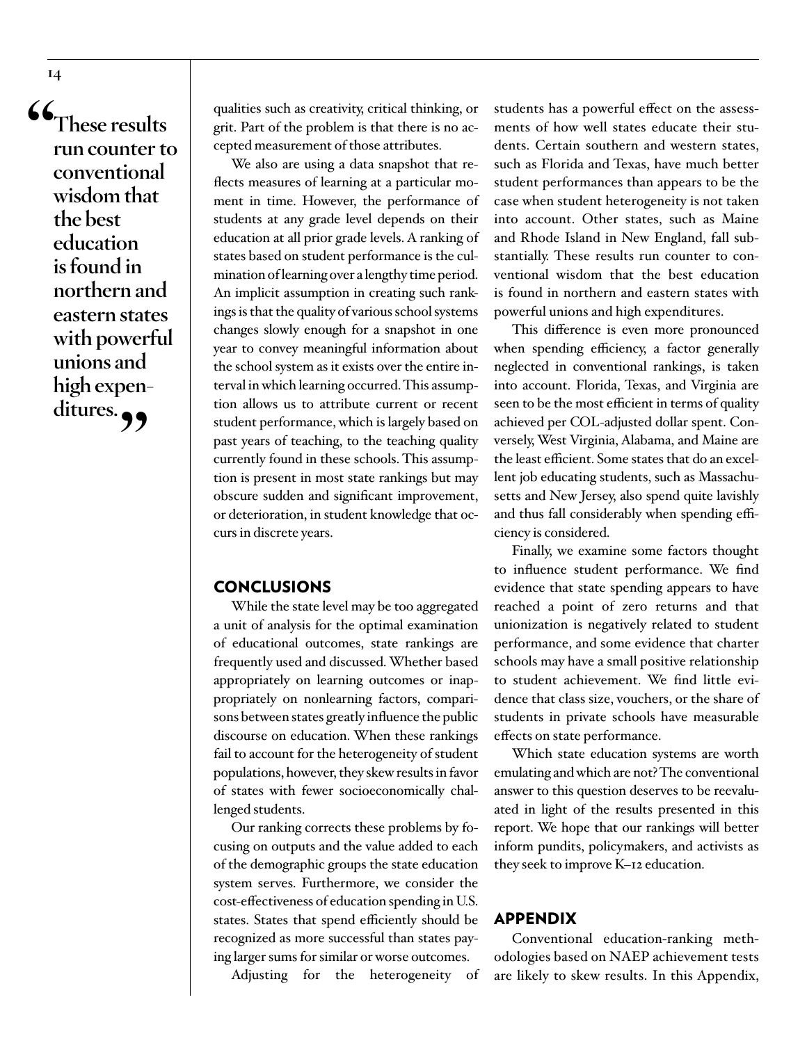> "These results run counter to conventional wisdom that the best education is found in northern and eastern states with powerful unions and high expenditures."

qualities such as creativity, critical thinking, or grit. Part of the problem is that there is no accepted measurement of those attributes.

We also are using a data snapshot that reflects measures of learning at a particular moment in time. However, the performance of students at any grade level depends on their education at all prior grade levels. A ranking of states based on student performance is the culmination of learning over a lengthy time period. An implicit assumption in creating such rankings is that the quality of various school systems changes slowly enough for a snapshot in one year to convey meaningful information about the school system as it exists over the entire interval in which learning occurred. This assumption allows us to attribute current or recent student performance, which is largely based on past years of teaching, to the teaching quality currently found in these schools. This assumption is present in most state rankings but may obscure sudden and significant improvement, or deterioration, in student knowledge that occurs in discrete years.

## CONCLUSIONS

While the state level may be too aggregated a unit of analysis for the optimal examination of educational outcomes, state rankings are frequently used and discussed. Whether based appropriately on learning outcomes or inappropriately on nonlearning factors, comparisons between states greatly influence the public discourse on education. When these rankings fail to account for the heterogeneity of student populations, however, they skew results in favor of states with fewer socioeconomically challenged students.

Our ranking corrects these problems by focusing on outputs and the value added to each of the demographic groups the state education system serves. Furthermore, we consider the cost-effectiveness of education spending in U.S. states. States that spend efficiently should be recognized as more successful than states paying larger sums for similar or worse outcomes.

Adjusting for the heterogeneity of students has a powerful effect on the assessments of how well states educate their students. Certain southern and western states, such as Florida and Texas, have much better student performances than appears to be the case when student heterogeneity is not taken into account. Other states, such as Maine and Rhode Island in New England, fall substantially. These results run counter to conventional wisdom that the best education is found in northern and eastern states with powerful unions and high expenditures.

This difference is even more pronounced when spending efficiency, a factor generally neglected in conventional rankings, is taken into account. Florida, Texas, and Virginia are seen to be the most efficient in terms of quality achieved per COL-adjusted dollar spent. Conversely, West Virginia, Alabama, and Maine are the least efficient. Some states that do an excellent job educating students, such as Massachusetts and New Jersey, also spend quite lavishly and thus fall considerably when spending efficiency is considered.

Finally, we examine some factors thought to influence student performance. We find evidence that state spending appears to have reached a point of zero returns and that unionization is negatively related to student performance, and some evidence that charter schools may have a small positive relationship to student achievement. We find little evidence that class size, vouchers, or the share of students in private schools have measurable effects on state performance.

Which state education systems are worth emulating and which are not? The conventional answer to this question deserves to be reevaluated in light of the results presented in this report. We hope that our rankings will better inform pundits, policymakers, and activists as they seek to improve K–12 education.

## APPENDIX

Conventional education-ranking methodologies based on NAEP achievement tests are likely to skew results. In this Appendix,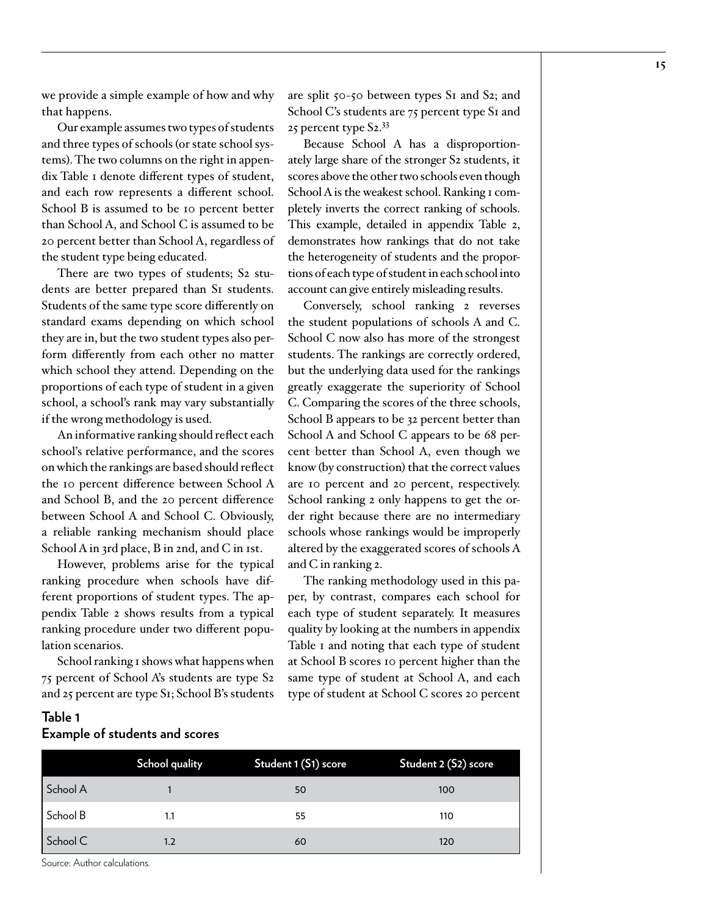we provide a simple example of how and why that happens.

Our example assumes two types of students and three types of schools (or state school systems). The two columns on the right in appendix Table 1 denote different types of student, and each row represents a different school. School B is assumed to be 10 percent better than School A, and School C is assumed to be 20 percent better than School A, regardless of the student type being educated.

There are two types of students; S2 students are better prepared than S1 students. Students of the same type score differently on standard exams depending on which school they are in, but the two student types also perform differently from each other no matter which school they attend. Depending on the proportions of each type of student in a given school, a school's rank may vary substantially if the wrong methodology is used.

An informative ranking should reflect each school's relative performance, and the scores on which the rankings are based should reflect the 10 percent difference between School A and School B, and the 20 percent difference between School A and School C. Obviously, a reliable ranking mechanism should place School A in 3rd place, B in 2nd, and C in 1st.

However, problems arise for the typical ranking procedure when schools have different proportions of student types. The appendix Table 2 shows results from a typical ranking procedure under two different population scenarios.

School ranking 1 shows what happens when 75 percent of School A's students are type S2 and 25 percent are type S1; School B's students are split 50-50 between types S1 and S2; and School C's students are 75 percent type S1 and 25 percent type S2.[33]

Because School A has a disproportionately large share of the stronger S2 students, it scores above the other two schools even though School A is the weakest school. Ranking 1 completely inverts the correct ranking of schools. This example, detailed in appendix Table 2, demonstrates how rankings that do not take the heterogeneity of students and the proportions of each type of student in each school into account can give entirely misleading results.

Conversely, school ranking 2 reverses the student populations of schools A and C. School C now also has more of the strongest students. The rankings are correctly ordered, but the underlying data used for the rankings greatly exaggerate the superiority of School C. Comparing the scores of the three schools, School B appears to be 32 percent better than School A and School C appears to be 68 percent better than School A, even though we know (by construction) that the correct values are 10 percent and 20 percent, respectively. School ranking 2 only happens to get the order right because there are no intermediary schools whose rankings would be improperly altered by the exaggerated scores of schools A and C in ranking 2.

The ranking methodology used in this paper, by contrast, compares each school for each type of student separately. It measures quality by looking at the numbers in appendix Table 1 and noting that each type of student at School B scores 10 percent higher than the same type of student at School A, and each type of student at School C scores 20 percent

**Table 1**
**Example of students and scores**

| | School quality | Student 1 (S1) score | Student 2 (S2) score |
|---|---|---|---|
| School A | 1 | 50 | 100 |
| School B | 1.1 | 55 | 110 |
| School C | 1.2 | 60 | 120 |

Source: Author calculations.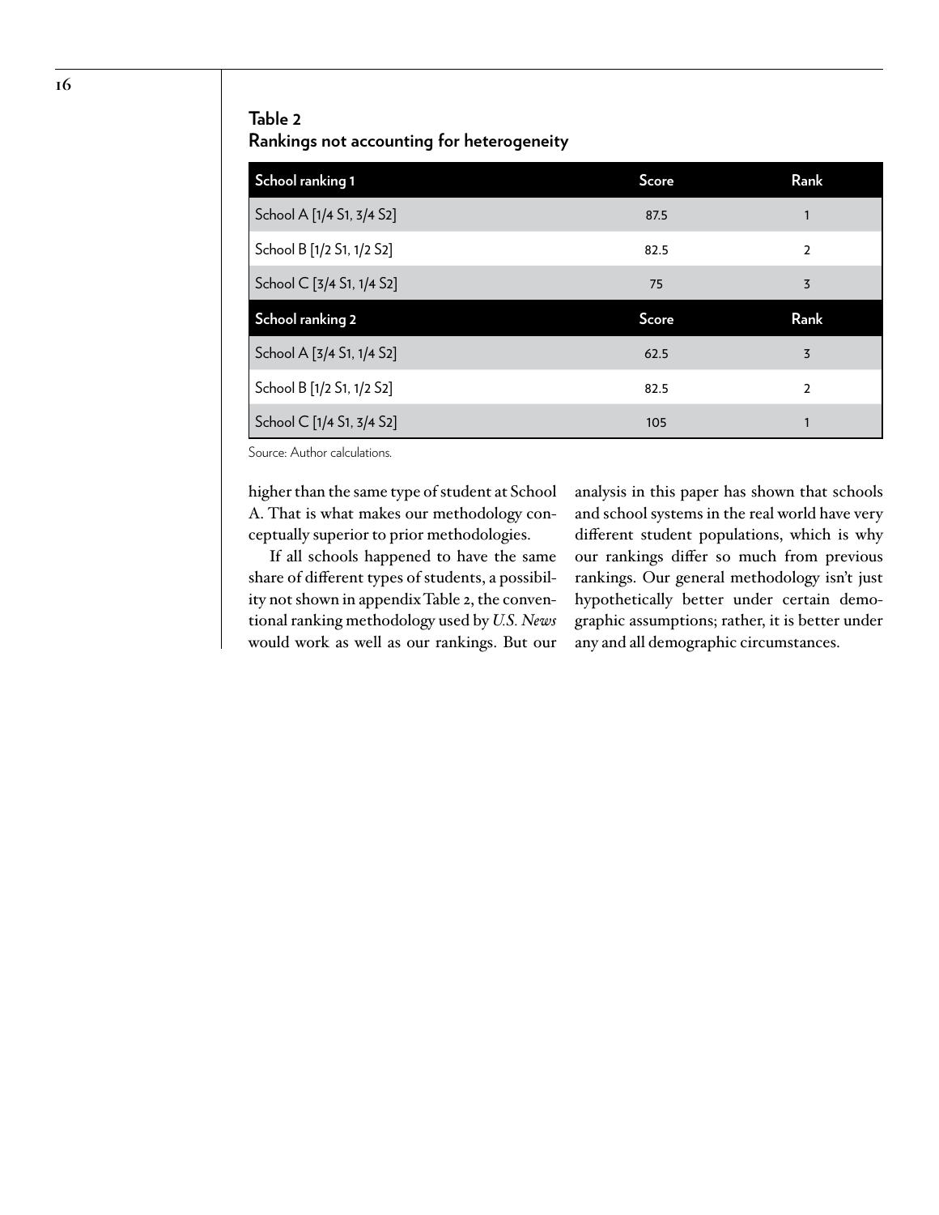**Table 2**
**Rankings not accounting for heterogeneity**

| School ranking 1 | Score | Rank |
|---|---|---|
| School A [1/4 S1, 3/4 S2] | 87.5 | 1 |
| School B [1/2 S1, 1/2 S2] | 82.5 | 2 |
| School C [3/4 S1, 1/4 S2] | 75 | 3 |
| **School ranking 2** | **Score** | **Rank** |
| School A [3/4 S1, 1/4 S2] | 62.5 | 3 |
| School B [1/2 S1, 1/2 S2] | 82.5 | 2 |
| School C [1/4 S1, 3/4 S2] | 105 | 1 |

Source: Author calculations.

higher than the same type of student at School A. That is what makes our methodology conceptually superior to prior methodologies.

If all schools happened to have the same share of different types of students, a possibility not shown in appendix Table 2, the conventional ranking methodology used by *U.S. News* would work as well as our rankings. But our analysis in this paper has shown that schools and school systems in the real world have very different student populations, which is why our rankings differ so much from previous rankings. Our general methodology isn't just hypothetically better under certain demographic assumptions; rather, it is better under any and all demographic circumstances.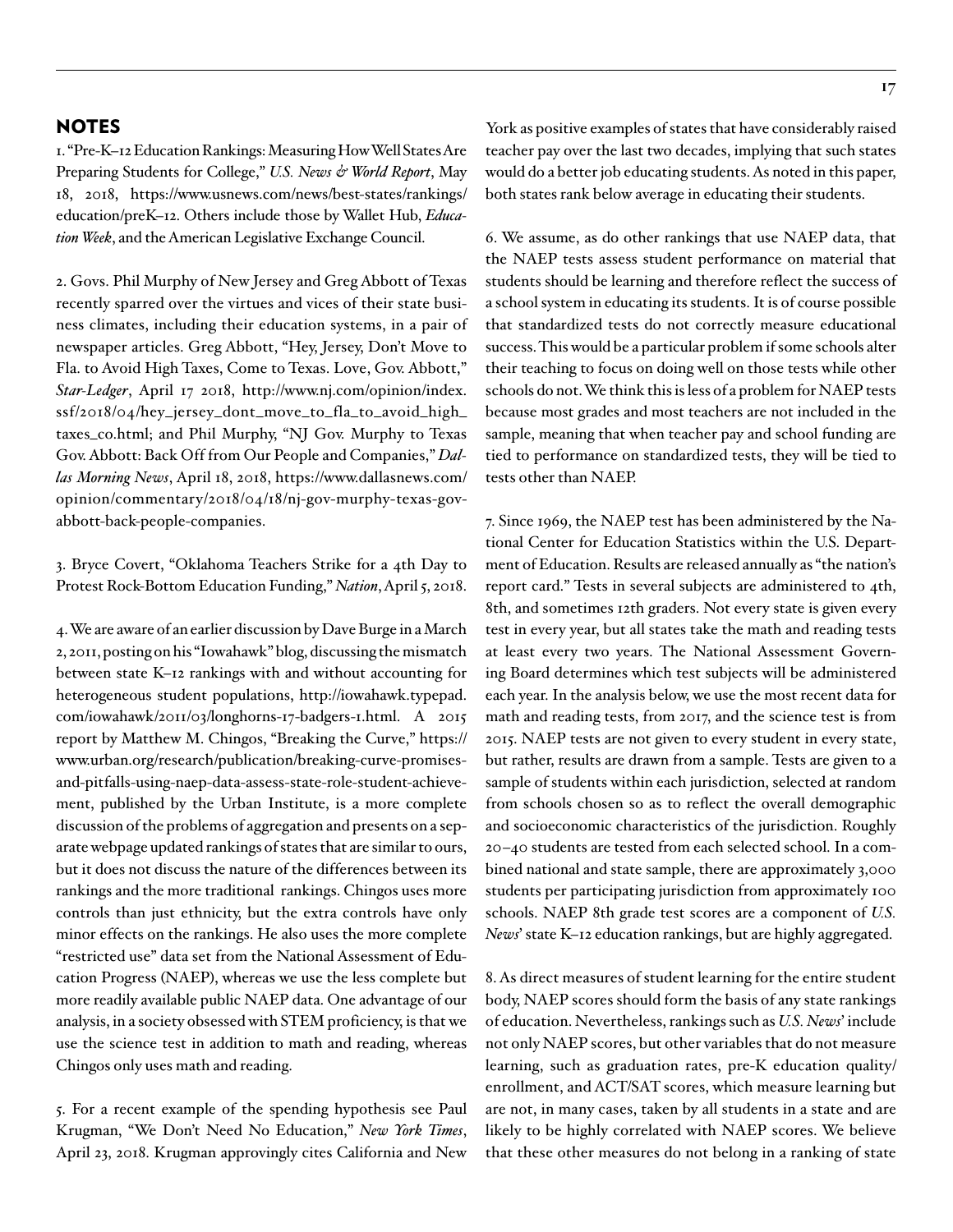## NOTES

1. "Pre-K–12 Education Rankings: Measuring How Well States Are Preparing Students for College," *U.S. News & World Report*, May 18, 2018, https://www.usnews.com/news/best-states/rankings/education/preK–12. Others include those by Wallet Hub, *Education Week*, and the American Legislative Exchange Council.

2. Govs. Phil Murphy of New Jersey and Greg Abbott of Texas recently sparred over the virtues and vices of their state business climates, including their education systems, in a pair of newspaper articles. Greg Abbott, "Hey, Jersey, Don't Move to Fla. to Avoid High Taxes, Come to Texas. Love, Gov. Abbott," *Star-Ledger*, April 17 2018, http://www.nj.com/opinion/index.ssf/2018/04/hey_jersey_dont_move_to_fla_to_avoid_high_taxes_co.html; and Phil Murphy, "NJ Gov. Murphy to Texas Gov. Abbott: Back Off from Our People and Companies," *Dallas Morning News*, April 18, 2018, https://www.dallasnews.com/opinion/commentary/2018/04/18/nj-gov-murphy-texas-gov-abbott-back-people-companies.

3. Bryce Covert, "Oklahoma Teachers Strike for a 4th Day to Protest Rock-Bottom Education Funding," *Nation*, April 5, 2018.

4. We are aware of an earlier discussion by Dave Burge in a March 2, 2011, posting on his "Iowahawk" blog, discussing the mismatch between state K–12 rankings with and without accounting for heterogeneous student populations, http://iowahawk.typepad.com/iowahawk/2011/03/longhorns-17-badgers-1.html. A 2015 report by Matthew M. Chingos, "Breaking the Curve," https://www.urban.org/research/publication/breaking-curve-promises-and-pitfalls-using-naep-data-assess-state-role-student-achievement, published by the Urban Institute, is a more complete discussion of the problems of aggregation and presents on a separate webpage updated rankings of states that are similar to ours, but it does not discuss the nature of the differences between its rankings and the more traditional rankings. Chingos uses more controls than just ethnicity, but the extra controls have only minor effects on the rankings. He also uses the more complete "restricted use" data set from the National Assessment of Education Progress (NAEP), whereas we use the less complete but more readily available public NAEP data. One advantage of our analysis, in a society obsessed with STEM proficiency, is that we use the science test in addition to math and reading, whereas Chingos only uses math and reading.

5. For a recent example of the spending hypothesis see Paul Krugman, "We Don't Need No Education," *New York Times*, April 23, 2018. Krugman approvingly cites California and New York as positive examples of states that have considerably raised teacher pay over the last two decades, implying that such states would do a better job educating students. As noted in this paper, both states rank below average in educating their students.

6. We assume, as do other rankings that use NAEP data, that the NAEP tests assess student performance on material that students should be learning and therefore reflect the success of a school system in educating its students. It is of course possible that standardized tests do not correctly measure educational success. This would be a particular problem if some schools alter their teaching to focus on doing well on those tests while other schools do not. We think this is less of a problem for NAEP tests because most grades and most teachers are not included in the sample, meaning that when teacher pay and school funding are tied to performance on standardized tests, they will be tied to tests other than NAEP.

7. Since 1969, the NAEP test has been administered by the National Center for Education Statistics within the U.S. Department of Education. Results are released annually as "the nation's report card." Tests in several subjects are administered to 4th, 8th, and sometimes 12th graders. Not every state is given every test in every year, but all states take the math and reading tests at least every two years. The National Assessment Governing Board determines which test subjects will be administered each year. In the analysis below, we use the most recent data for math and reading tests, from 2017, and the science test is from 2015. NAEP tests are not given to every student in every state, but rather, results are drawn from a sample. Tests are given to a sample of students within each jurisdiction, selected at random from schools chosen so as to reflect the overall demographic and socioeconomic characteristics of the jurisdiction. Roughly 20–40 students are tested from each selected school. In a combined national and state sample, there are approximately 3,000 students per participating jurisdiction from approximately 100 schools. NAEP 8th grade test scores are a component of *U.S. News*' state K–12 education rankings, but are highly aggregated.

8. As direct measures of student learning for the entire student body, NAEP scores should form the basis of any state rankings of education. Nevertheless, rankings such as *U.S. News*' include not only NAEP scores, but other variables that do not measure learning, such as graduation rates, pre-K education quality/enrollment, and ACT/SAT scores, which measure learning but are not, in many cases, taken by all students in a state and are likely to be highly correlated with NAEP scores. We believe that these other measures do not belong in a ranking of state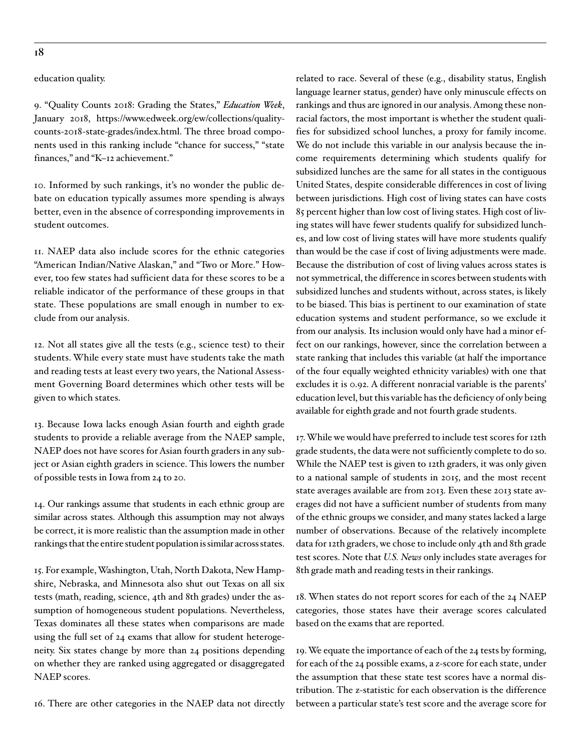education quality.

9. "Quality Counts 2018: Grading the States," *Education Week*, January 2018, https://www.edweek.org/ew/collections/quality-counts-2018-state-grades/index.html. The three broad components used in this ranking include "chance for success," "state finances," and "K–12 achievement."

10. Informed by such rankings, it's no wonder the public debate on education typically assumes more spending is always better, even in the absence of corresponding improvements in student outcomes.

11. NAEP data also include scores for the ethnic categories "American Indian/Native Alaskan," and "Two or More." However, too few states had sufficient data for these scores to be a reliable indicator of the performance of these groups in that state. These populations are small enough in number to exclude from our analysis.

12. Not all states give all the tests (e.g., science test) to their students. While every state must have students take the math and reading tests at least every two years, the National Assessment Governing Board determines which other tests will be given to which states.

13. Because Iowa lacks enough Asian fourth and eighth grade students to provide a reliable average from the NAEP sample, NAEP does not have scores for Asian fourth graders in any subject or Asian eighth graders in science. This lowers the number of possible tests in Iowa from 24 to 20.

14. Our rankings assume that students in each ethnic group are similar across states. Although this assumption may not always be correct, it is more realistic than the assumption made in other rankings that the entire student population is similar across states.

15. For example, Washington, Utah, North Dakota, New Hampshire, Nebraska, and Minnesota also shut out Texas on all six tests (math, reading, science, 4th and 8th grades) under the assumption of homogeneous student populations. Nevertheless, Texas dominates all these states when comparisons are made using the full set of 24 exams that allow for student heterogeneity. Six states change by more than 24 positions depending on whether they are ranked using aggregated or disaggregated NAEP scores.

16. There are other categories in the NAEP data not directly related to race. Several of these (e.g., disability status, English language learner status, gender) have only minuscule effects on rankings and thus are ignored in our analysis. Among these nonracial factors, the most important is whether the student qualifies for subsidized school lunches, a proxy for family income. We do not include this variable in our analysis because the income requirements determining which students qualify for subsidized lunches are the same for all states in the contiguous United States, despite considerable differences in cost of living between jurisdictions. High cost of living states can have costs 85 percent higher than low cost of living states. High cost of living states will have fewer students qualify for subsidized lunches, and low cost of living states will have more students qualify than would be the case if cost of living adjustments were made. Because the distribution of cost of living values across states is not symmetrical, the difference in scores between students with subsidized lunches and students without, across states, is likely to be biased. This bias is pertinent to our examination of state education systems and student performance, so we exclude it from our analysis. Its inclusion would only have had a minor effect on our rankings, however, since the correlation between a state ranking that includes this variable (at half the importance of the four equally weighted ethnicity variables) with one that excludes it is 0.92. A different nonracial variable is the parents' education level, but this variable has the deficiency of only being available for eighth grade and not fourth grade students.

17. While we would have preferred to include test scores for 12th grade students, the data were not sufficiently complete to do so. While the NAEP test is given to 12th graders, it was only given to a national sample of students in 2015, and the most recent state averages available are from 2013. Even these 2013 state averages did not have a sufficient number of students from many of the ethnic groups we consider, and many states lacked a large number of observations. Because of the relatively incomplete data for 12th graders, we chose to include only 4th and 8th grade test scores. Note that *U.S. News* only includes state averages for 8th grade math and reading tests in their rankings.

18. When states do not report scores for each of the 24 NAEP categories, those states have their average scores calculated based on the exams that are reported.

19. We equate the importance of each of the 24 tests by forming, for each of the 24 possible exams, a z-score for each state, under the assumption that these state test scores have a normal distribution. The z-statistic for each observation is the difference between a particular state's test score and the average score for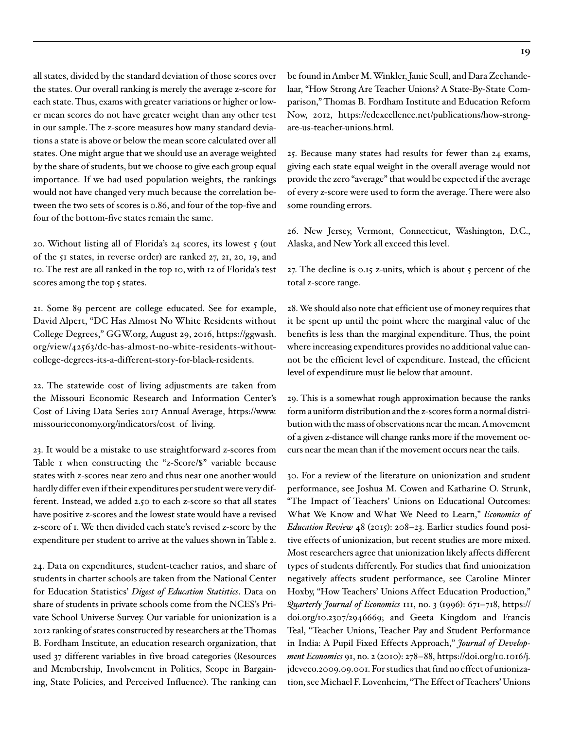all states, divided by the standard deviation of those scores over the states. Our overall ranking is merely the average z-score for each state. Thus, exams with greater variations or higher or lower mean scores do not have greater weight than any other test in our sample. The z-score measures how many standard deviations a state is above or below the mean score calculated over all states. One might argue that we should use an average weighted by the share of students, but we choose to give each group equal importance. If we had used population weights, the rankings would not have changed very much because the correlation between the two sets of scores is 0.86, and four of the top-five and four of the bottom-five states remain the same.

20. Without listing all of Florida's 24 scores, its lowest 5 (out of the 51 states, in reverse order) are ranked 27, 21, 20, 19, and 10. The rest are all ranked in the top 10, with 12 of Florida's test scores among the top 5 states.

21. Some 89 percent are college educated. See for example, David Alpert, "DC Has Almost No White Residents without College Degrees," GGW.org, August 29, 2016, https://ggwash.org/view/42563/dc-has-almost-no-white-residents-without-college-degrees-its-a-different-story-for-black-residents.

22. The statewide cost of living adjustments are taken from the Missouri Economic Research and Information Center's Cost of Living Data Series 2017 Annual Average, https://www.missourieconomy.org/indicators/cost_of_living.

23. It would be a mistake to use straightforward z-scores from Table 1 when constructing the "z-Score/$" variable because states with z-scores near zero and thus near one another would hardly differ even if their expenditures per student were very different. Instead, we added 2.50 to each z-score so that all states have positive z-scores and the lowest state would have a revised z-score of 1. We then divided each state's revised z-score by the expenditure per student to arrive at the values shown in Table 2.

24. Data on expenditures, student-teacher ratios, and share of students in charter schools are taken from the National Center for Education Statistics' *Digest of Education Statistics*. Data on share of students in private schools come from the NCES's Private School Universe Survey. Our variable for unionization is a 2012 ranking of states constructed by researchers at the Thomas B. Fordham Institute, an education research organization, that used 37 different variables in five broad categories (Resources and Membership, Involvement in Politics, Scope in Bargaining, State Policies, and Perceived Influence). The ranking can be found in Amber M. Winkler, Janie Scull, and Dara Zeehandelaar, "How Strong Are Teacher Unions? A State-By-State Comparison," Thomas B. Fordham Institute and Education Reform Now, 2012, https://edexcellence.net/publications/how-strong-are-us-teacher-unions.html.

25. Because many states had results for fewer than 24 exams, giving each state equal weight in the overall average would not provide the zero "average" that would be expected if the average of every z-score were used to form the average. There were also some rounding errors.

26. New Jersey, Vermont, Connecticut, Washington, D.C., Alaska, and New York all exceed this level.

27. The decline is 0.15 z-units, which is about 5 percent of the total z-score range.

28. We should also note that efficient use of money requires that it be spent up until the point where the marginal value of the benefits is less than the marginal expenditure. Thus, the point where increasing expenditures provides no additional value cannot be the efficient level of expenditure. Instead, the efficient level of expenditure must lie below that amount.

29. This is a somewhat rough approximation because the ranks form a uniform distribution and the z-scores form a normal distribution with the mass of observations near the mean. A movement of a given z-distance will change ranks more if the movement occurs near the mean than if the movement occurs near the tails.

30. For a review of the literature on unionization and student performance, see Joshua M. Cowen and Katharine O. Strunk, "The Impact of Teachers' Unions on Educational Outcomes: What We Know and What We Need to Learn," *Economics of Education Review* 48 (2015): 208–23. Earlier studies found positive effects of unionization, but recent studies are more mixed. Most researchers agree that unionization likely affects different types of students differently. For studies that find unionization negatively affects student performance, see Caroline Minter Hoxby, "How Teachers' Unions Affect Education Production," *Quarterly Journal of Economics* 111, no. 3 (1996): 671–718, https://doi.org/10.2307/2946669; and Geeta Kingdom and Francis Teal, "Teacher Unions, Teacher Pay and Student Performance in India: A Pupil Fixed Effects Approach," *Journal of Development Economics* 91, no. 2 (2010): 278–88, https://doi.org/10.1016/j.jdeveco.2009.09.001. For studies that find no effect of unionization, see Michael F. Lovenheim, "The Effect of Teachers' Unions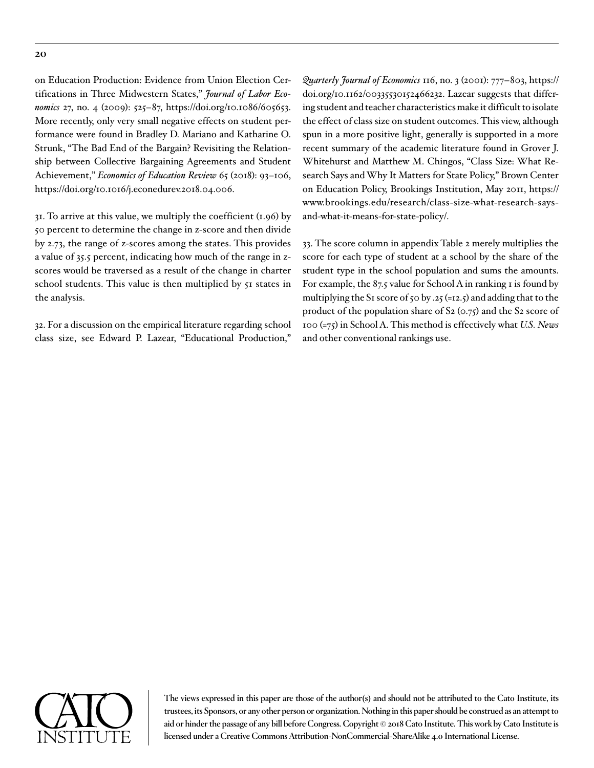on Education Production: Evidence from Union Election Certifications in Three Midwestern States," *Journal of Labor Economics* 27, no. 4 (2009): 525–87, https://doi.org/10.1086/605653. More recently, only very small negative effects on student performance were found in Bradley D. Mariano and Katharine O. Strunk, "The Bad End of the Bargain? Revisiting the Relationship between Collective Bargaining Agreements and Student Achievement," *Economics of Education Review* 65 (2018): 93–106, https://doi.org/10.1016/j.econedurev.2018.04.006.

31. To arrive at this value, we multiply the coefficient (1.96) by 50 percent to determine the change in z-score and then divide by 2.73, the range of z-scores among the states. This provides a value of 35.5 percent, indicating how much of the range in z-scores would be traversed as a result of the change in charter school students. This value is then multiplied by 51 states in the analysis.

32. For a discussion on the empirical literature regarding school class size, see Edward P. Lazear, "Educational Production," *Quarterly Journal of Economics* 116, no. 3 (2001): 777–803, https://doi.org/10.1162/00335530152466232. Lazear suggests that differing student and teacher characteristics make it difficult to isolate the effect of class size on student outcomes. This view, although spun in a more positive light, generally is supported in a more recent summary of the academic literature found in Grover J. Whitehurst and Matthew M. Chingos, "Class Size: What Research Says and Why It Matters for State Policy," Brown Center on Education Policy, Brookings Institution, May 2011, https://www.brookings.edu/research/class-size-what-research-says-and-what-it-means-for-state-policy/.

33. The score column in appendix Table 2 merely multiplies the score for each type of student at a school by the share of the student type in the school population and sums the amounts. For example, the 87.5 value for School A in ranking 1 is found by multiplying the S1 score of 50 by .25 (=12.5) and adding that to the product of the population share of S2 (0.75) and the S2 score of 100 (=75) in School A. This method is effectively what *U.S. News* and other conventional rankings use.

The views expressed in this paper are those of the author(s) and should not be attributed to the Cato Institute, its trustees, its Sponsors, or any other person or organization. Nothing in this paper should be construed as an attempt to aid or hinder the passage of any bill before Congress. Copyright © 2018 Cato Institute. This work by Cato Institute is licensed under a Creative Commons Attribution-NonCommercial-ShareAlike 4.0 International License.